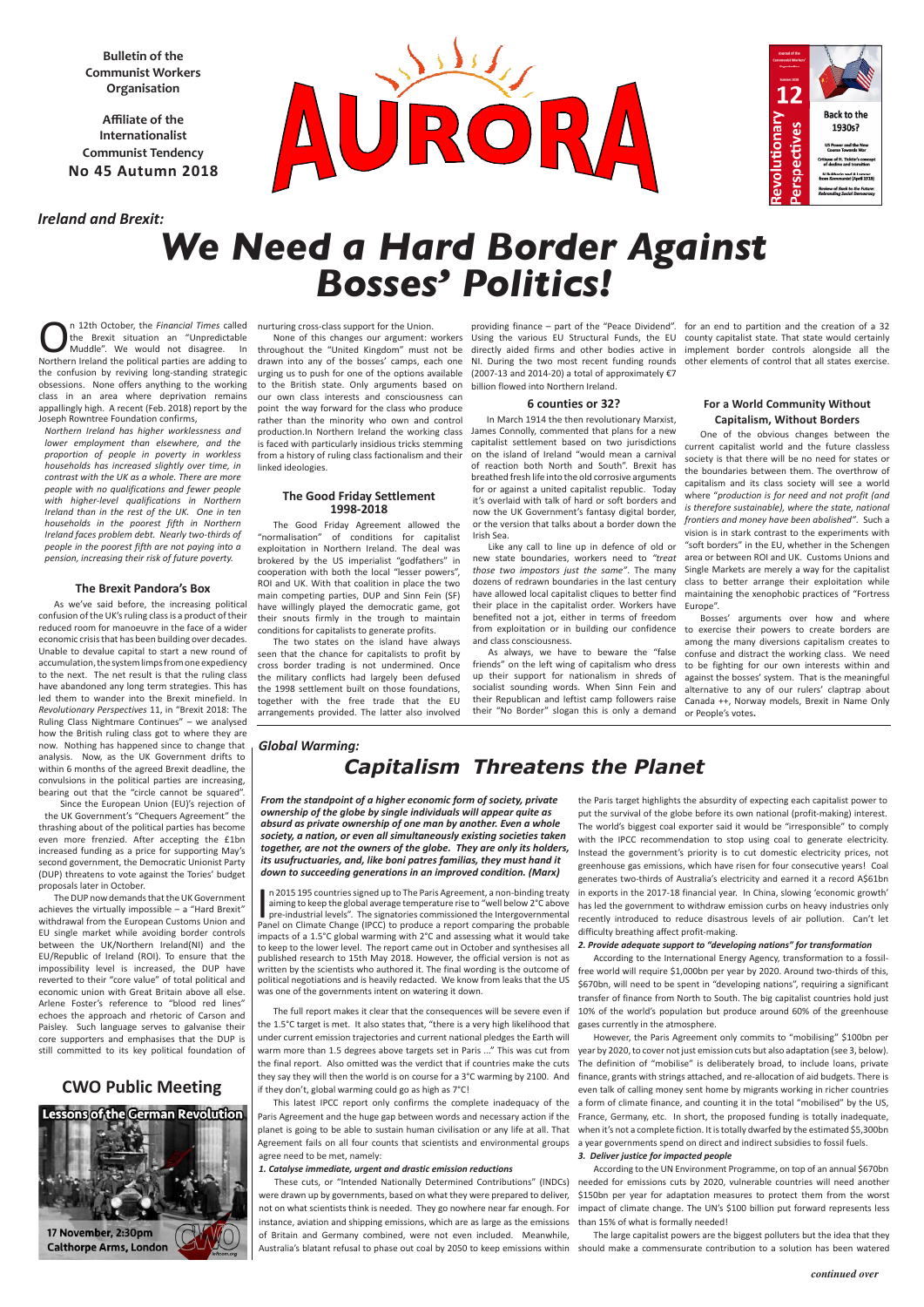**Bulletin of the Communist Workers Organisation**

**Affiliate of the Internationalist Communist Tendency No 45 Autumn 2018**

# AURORA

*Ireland and Brexit:*

# *We Need a Hard Border Against Bosses' Politics!*

On 12th October, the *Financial Times* called the Brexit situation an "Unpredictable Muddle". We would not disagree. In Northern Ireland the political parties are adding to the confusion by reviving long-standing strategic obsessions. None offers anything to the working class in an area where deprivation remains appallingly high. A recent (Feb. 2018) report by the Joseph Rowntree Foundation confirms,

> *Northern Ireland has higher worklessness and lower employment than elsewhere, and the proportion of people in poverty in workless households has increased slightly over time, in contrast with the UK as a whole. There are more people with no qualifications and fewer people with higher-level qualifications in Northern Ireland than in the rest of the UK. One in ten households in the poorest fifth in Northern Ireland faces problem debt. Nearly two-thirds of people in the poorest fifth are not paying into a pension, increasing their risk of future poverty.*

### The Brexit Pandora's Box

As we've said before, the increasing political confusion of the UK's ruling class is a product of their reduced room for manoeuvre in the face of a wider economic crisis that has been building over decades. Unable to devalue capital to start a new round of accumulation, the system limps from one expediency to the next. The net result is that the ruling class have abandoned any long term strategies. This has led them to wander into the Brexit minefield. In *Revolutionary Perspectives* 11, in "Brexit 2018: The Ruling Class Nightmare Continues" – we analysed how the British ruling class got to where they are now. Nothing has happened since to change that analysis. Now, as the UK Government drifts to within 6 months of the agreed Brexit deadline, the convulsions in the political parties are increasing, bearing out that the "circle cannot be squared".

Since the European Union (EU)'s rejection of the UK Government's "Chequers Agreement" the thrashing about of the political parties has become even more frenzied. After accepting the £1bn increased funding as a price for supporting May's second government, the Democratic Unionist Party (DUP) threatens to vote against the Tories' budget proposals later in October.

The DUP now demands that the UK Government achieves the virtually impossible – a "Hard Brexit" withdrawal from the European Customs Union and EU single market while avoiding border controls between the UK/Northern Ireland(NI) and the EU/Republic of Ireland (ROI). To ensure that the impossibility level is increased, the DUP have reverted to their "core value" of total political and economic union with Great Britain above all else. Arlene Foster's reference to "blood red lines" echoes the approach and rhetoric of Carson and Paisley. Such language serves to galvanise their core supporters and emphasises that the DUP is still committed to its key political foundation of nurturing cross-class support for the Union.

None of this changes our argument: workers throughout the "United Kingdom" must not be drawn into any of the bosses' camps, each one urging us to push for one of the options available to the British state. Only arguments based on our own class interests and consciousness can point the way forward for the class who produce rather than the minority who own and control production.In Northern Ireland the working class is faced with particularly insidious tricks stemming from a history of ruling class factionalism and their linked ideologies.

### The Good Friday Settlement 1998-2018

The Good Friday Agreement allowed the "normalisation" of conditions for capitalist exploitation in Northern Ireland. The deal was brokered by the US imperialist "godfathers" in cooperation with both the local "lesser powers", ROI and UK. With that coalition in place the two main competing parties, DUP and Sinn Fein (SF) have willingly played the democratic game, got their snouts firmly in the trough to maintain conditions for capitalists to generate profits.

The two states on the island have always seen that the chance for capitalists to profit by cross border trading is not undermined. Once the military conflicts had largely been defused the 1998 settlement built on those foundations, together with the free trade that the EU arrangements provided. The latter also involved providing finance – part of the "Peace Dividend". Using the various EU Structural Funds, the EU directly aided firms and other bodies active in NI. During the two most recent funding rounds (2007-13 and 2014-20) a total of approximately €7 billion flowed into Northern Ireland.

### 6 counties or 32?

In March 1914 the then revolutionary Marxist, James Connolly, commented that plans for a new capitalist settlement based on two jurisdictions on the island of Ireland "would mean a carnival of reaction both North and South". Brexit has breathed fresh life into the old corrosive arguments for or against a united capitalist republic. Today it's overlaid with talk of hard or soft borders and now the UK Government's fantasy digital border, or the version that talks about a border down the Irish Sea.

Like any call to line up in defence of old or new state boundaries, workers need to *"treat those two impostors just the same"*. The many dozens of redrawn boundaries in the last century have allowed local capitalist cliques to better find their place in the capitalist order. Workers have benefited not a jot, either in terms of freedom from exploitation or in building our confidence and class consciousness.

As always, we have to beware the "false friends" on the left wing of capitalism who dress up their support for nationalism in shreds of socialist sounding words. When Sinn Fein and their Republican and leftist camp followers raise their "No Border" slogan this is only a demand for an end to partition and the creation of a 32 county capitalist state. That state would certainly implement border controls alongside all the other elements of control that all states exercise.

### For a World Community Without Capitalism, Without Borders

One of the obvious changes between the current capitalist world and the future classless society is that there will be no need for states or the boundaries between them. The overthrow of capitalism and its class society will see a world where *"production is for need and not profit (and is therefore sustainable), where the state, national frontiers and money have been abolished"*. Such a vision is in stark contrast to the experiments with "soft borders" in the EU, whether in the Schengen area or between ROI and UK. Customs Unions and Single Markets are merely a way for the capitalist class to better arrange their exploitation while maintaining the xenophobic practices of "Fortress Europe".

Bosses' arguments over how and where to exercise their powers to create borders are among the many diversions capitalism creates to confuse and distract the working class. We need to be fighting for our own interests within and against the bosses' system. That is the meaningful alternative to any of our rulers' claptrap about Canada ++, Norway models, Brexit in Name Only or People's votes**.**

## CWO Public Meeting

**Lessons of the German Revolution**

**17 November, 2:30pm**
**Calthorpe Arms, London**

*Global Warming:*

# *Capitalism Threatens the Planet*

> ***From the standpoint of a higher economic form of society, private ownership of the globe by single individuals will appear quite as absurd as private ownership of one man by another. Even a whole society, a nation, or even all simultaneously existing societies taken together, are not the owners of the globe. They are only its holders, its usufructuaries, and, like boni patres familias, they must hand it down to succeeding generations in an improved condition. (Marx)***

In 2015 195 countries signed up to The Paris Agreement, a non-binding treaty aiming to keep the global average temperature rise to "well below 2°C above pre-industrial levels". The signatories commissioned the Intergovernmental Panel on Climate Change (IPCC) to produce a report comparing the probable impacts of a 1.5°C global warming with 2°C and assessing what it would take to keep to the lower level. The report came out in October and synthesises all published research to 15th May 2018. However, the official version is not as written by the scientists who authored it. The final wording is the outcome of political negotiations and is heavily redacted. We know from leaks that the US was one of the governments intent on watering it down.

The full report makes it clear that the consequences will be severe even if the 1.5°C target is met. It also states that, "there is a very high likelihood that under current emission trajectories and current national pledges the Earth will warm more than 1.5 degrees above targets set in Paris ..." This was cut from the final report. Also omitted was the verdict that if countries make the cuts they say they will then the world is on course for a 3°C warming by 2100. And if they don't, global warming could go as high as 7°C!

This latest IPCC report only confirms the complete inadequacy of the Paris Agreement and the huge gap between words and necessary action if the planet is going to be able to sustain human civilisation or any life at all. That Agreement fails on all four counts that scientists and environmental groups agree need to be met, namely:

***1. Catalyse immediate, urgent and drastic emission reductions***

These cuts, or "Intended Nationally Determined Contributions" (INDCs) were drawn up by governments, based on what they were prepared to deliver, not on what scientists think is needed. They go nowhere near far enough. For instance, aviation and shipping emissions, which are as large as the emissions of Britain and Germany combined, were not even included. Meanwhile, Australia's blatant refusal to phase out coal by 2050 to keep emissions within the Paris target highlights the absurdity of expecting each capitalist power to put the survival of the globe before its own national (profit-making) interest. The world's biggest coal exporter said it would be "irresponsible" to comply with the IPCC recommendation to stop using coal to generate electricity. Instead the government's priority is to cut domestic electricity prices, not greenhouse gas emissions, which have risen for four consecutive years! Coal generates two-thirds of Australia's electricity and earned it a record A$61bn in exports in the 2017-18 financial year. In China, slowing 'economic growth' has led the government to withdraw emission curbs on heavy industries only recently introduced to reduce disastrous levels of air pollution. Can't let difficulty breathing affect profit-making.

***2. Provide adequate support to "developing nations" for transformation***

According to the International Energy Agency, transformation to a fossil-free world will require $1,000bn per year by 2020. Around two-thirds of this, $670bn, will need to be spent in "developing nations", requiring a significant transfer of finance from North to South. The big capitalist countries hold just 10% of the world's population but produce around 60% of the greenhouse gases currently in the atmosphere.

However, the Paris Agreement only commits to "mobilising" $100bn per year by 2020, to cover not just emission cuts but also adaptation (see 3, below). The definition of "mobilise" is deliberately broad, to include loans, private finance, grants with strings attached, and re-allocation of aid budgets. There is even talk of calling money sent home by migrants working in richer countries a form of climate finance, and counting it in the total "mobilised" by the US, France, Germany, etc. In short, the proposed funding is totally inadequate, when it's not a complete fiction. It is totally dwarfed by the estimated $5,300bn a year governments spend on direct and indirect subsidies to fossil fuels.

***3. Deliver justice for impacted people***

According to the UN Environment Programme, on top of an annual $670bn needed for emission cuts by 2020, vulnerable countries will need another $150bn per year for adaptation measures to protect them from the worst impact of climate change. The UN's $100 billion put forward represents less than 15% of what is formally needed!

The large capitalist powers are the biggest polluters but the idea that they should make a commensurate contribution to a solution has been watered

*continued over*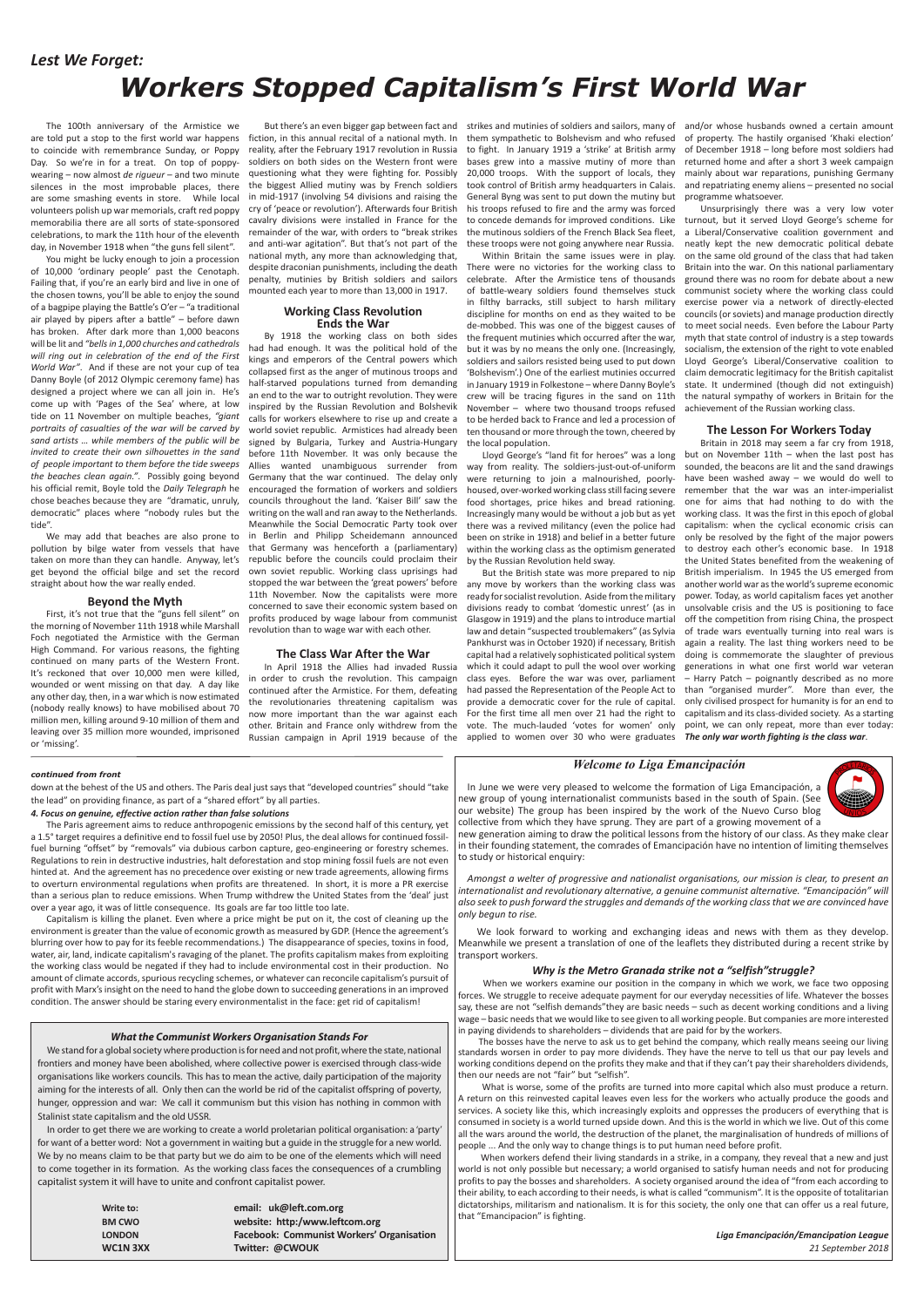## *Lest We Forget:*

# *Workers Stopped Capitalism's First World War*

The 100th anniversary of the Armistice we are told put a stop to the first world war happens to coincide with remembrance Sunday, or Poppy Day. So we're in for a treat. On top of poppy-wearing – now almost *de rigueur* – and two minute silences in the most improbable places, there are some smashing events in store. While local volunteers polish up war memorials, craft red poppy memorabilia there are all sorts of state-sponsored celebrations, to mark the 11th hour of the eleventh day, in November 1918 when "the guns fell silent".

You might be lucky enough to join a procession of 10,000 'ordinary people' past the Cenotaph. Failing that, if you're an early bird and live in one of the chosen towns, you'll be able to enjoy the sound of a bagpipe playing the Battle's O'er – "a traditional air played by pipers after a battle" – before dawn has broken. After dark more than 1,000 beacons will be lit and *"bells in 1,000 churches and cathedrals will ring out in celebration of the end of the First World War"*. And if these are not your cup of tea Danny Boyle (of 2012 Olympic ceremony fame) has designed a project where we can all join in. He's come up with 'Pages of the Sea' where, at low tide on 11 November on multiple beaches, *"giant portraits of casualties of the war will be carved by sand artists … while members of the public will be invited to create their own silhouettes in the sand of people important to them before the tide sweeps the beaches clean again."*. Possibly going beyond his official remit, Boyle told the *Daily Telegraph* he chose beaches because they are "dramatic, unruly, democratic" places where "nobody rules but the tide".

We may add that beaches are also prone to pollution by bilge water from vessels that have taken on more than they can handle. Anyway, let's get beyond the official bilge and set the record straight about how the war really ended.

### Beyond the Myth

First, it's not true that the "guns fell silent" on the morning of November 11th 1918 while Marshall Foch negotiated the Armistice with the German High Command. For various reasons, the fighting continued on many parts of the Western Front. It's reckoned that over 10,000 men were killed, wounded or went missing on that day. A day like any other day, then, in a war which is now estimated (nobody really knows) to have mobilised about 70 million men, killing around 9-10 million of them and leaving over 35 million more wounded, imprisoned or 'missing'.

But there's an even bigger gap between fact and fiction, in this annual recital of a national myth. In reality, after the February 1917 revolution in Russia soldiers on both sides on the Western front were questioning what they were fighting for. Possibly the biggest Allied mutiny was by French soldiers in mid-1917 (involving 54 divisions and raising the cry of 'peace or revolution'). Afterwards four British cavalry divisions were installed in France for the remainder of the war, with orders to "break strikes and anti-war agitation". But that's not part of the national myth, any more than acknowledging that, despite draconian punishments, including the death penalty, mutinies by British soldiers and sailors mounted each year to more than 13,000 in 1917.

### Working Class Revolution Ends the War

By 1918 the working class on both sides had had enough. It was the political hold of the kings and emperors of the Central powers which collapsed first as the anger of mutinous troops and half-starved populations turned from demanding an end to the war to outright revolution. They were inspired by the Russian Revolution and Bolshevik calls for workers elsewhere to rise up and create a world soviet republic. Armistices had already been signed by Bulgaria, Turkey and Austria-Hungary before 11th November. It was only because the Allies wanted unambiguous surrender from Germany that the war continued. The delay only encouraged the formation of workers and soldiers councils throughout the land. 'Kaiser Bill' saw the writing on the wall and ran away to the Netherlands. Meanwhile the Social Democratic Party took over in Berlin and Philipp Scheidemann announced that Germany was henceforth a (parliamentary) republic before the councils could proclaim their own soviet republic. Working class uprisings had stopped the war between the 'great powers' before 11th November. Now the capitalists were more concerned to save their economic system based on profits produced by wage labour from communist revolution than to wage war with each other.

### The Class War After the War

In April 1918 the Allies had invaded Russia in order to crush the revolution. This campaign continued after the Armistice. For them, defeating the revolutionaries threatening capitalism was now more important than the war against each other. Britain and France only withdrew from the Russian campaign in April 1919 because of the strikes and mutinies of soldiers and sailors, many of them sympathetic to Bolshevism and who refused to fight. In January 1919 a 'strike' at British army bases grew into a massive mutiny of more than 20,000 troops. With the support of locals, they took control of British army headquarters in Calais. General Byng was sent to put down the mutiny but his troops refused to fire and the army was forced to concede demands for improved conditions. Like the mutinous soldiers of the French Black Sea fleet, these troops were not going anywhere near Russia.

Within Britain the same issues were in play. There were no victories for the working class to celebrate. After the Armistice tens of thousands of battle-weary soldiers found themselves stuck in filthy barracks, still subject to harsh military discipline for months on end as they waited to be de-mobbed. This was one of the biggest causes of the frequent mutinies which occurred after the war, but it was by no means the only one. (Increasingly, soldiers and sailors resisted being used to put down 'Bolshevism'.) One of the earliest mutinies occurred in January 1919 in Folkestone – where Danny Boyle's crew will be tracing figures in the sand on 11th November – where two thousand troops refused to be herded back to France and led a procession of ten thousand or more through the town, cheered by the local population.

Lloyd George's "land fit for heroes" was a long way from reality. The soldiers-just-out-of-uniform were returning to join a malnourished, poorly-housed, over-worked working class still facing severe food shortages, price hikes and bread rationing. Increasingly many would be without a job but as yet there was a revived militancy (even the police had been on strike in 1918) and belief in a better future within the working class as the optimism generated by the Russian Revolution held sway.

But the British state was more prepared to nip any move by workers than the working class was ready for socialist revolution. Aside from the military divisions ready to combat 'domestic unrest' (as in Glasgow in 1919) and the plans to introduce martial law and detain "suspected troublemakers" (as Sylvia Pankhurst was in October 1920) if necessary, British capital had a relatively sophisticated political system which it could adapt to pull the wool over working class eyes. Before the war was over, parliament had passed the Representation of the People Act to provide a democratic cover for the rule of capital. For the first time all men over 21 had the right to vote. The much-lauded 'votes for women' only applied to women over 30 who were graduates and/or whose husbands owned a certain amount of property. The hastily organised 'Khaki election' of December 1918 – long before most soldiers had returned home and after a short 3 week campaign mainly about war reparations, punishing Germany and repatriating enemy aliens – presented no social programme whatsoever.

Unsurprisingly there was a very low voter turnout, but it served Lloyd George's scheme for a Liberal/Conservative coalition government and neatly kept the new democratic political debate on the same old ground of the class that had taken Britain into the war. On this national parliamentary ground there was no room for debate about a new communist society where the working class could exercise power via a network of directly-elected councils (or soviets) and manage production directly to meet social needs. Even before the Labour Party myth that state control of industry is a step towards socialism, the extension of the right to vote enabled Lloyd George's Liberal/Conservative coalition to claim democratic legitimacy for the British capitalist state. It undermined (though did not extinguish) the natural sympathy of workers in Britain for the achievement of the Russian working class.

### The Lesson For Workers Today

Britain in 2018 may seem a far cry from 1918, but on November 11th – when the last post has sounded, the beacons are lit and the sand drawings have been washed away – we would do well to remember that the war was an inter-imperialist one for aims that had nothing to do with the working class. It was the first in this epoch of global capitalism: when the cyclical economic crisis can only be resolved by the fight of the major powers to destroy each other's economic base. In 1918 the United States benefited from the weakening of British imperialism. In 1945 the US emerged from another world war as the world's supreme economic power. Today, as world capitalism faces yet another unsolvable crisis and the US is positioning to face off the competition from rising China, the prospect of trade wars eventually turning into real wars is again a reality. The last thing workers need to be doing is commemorate the slaughter of previous generations in what one first world war veteran – Harry Patch – poignantly described as no more than "organised murder". More than ever, the only civilised prospect for humanity is for an end to capitalism and its class-divided society. As a starting point, we can only repeat, more than ever today: ***The only war worth fighting is the class war***.

---

***continued from front***

down at the behest of the US and others. The Paris deal just says that "developed countries" should "take the lead" on providing finance, as part of a "shared effort" by all parties.

***4. Focus on genuine, effective action rather than false solutions***

The Paris agreement aims to reduce anthropogenic emissions by the second half of this century, yet a 1.5° target requires a definitive end to fossil fuel use by 2050! Plus, the deal allows for continued fossil-fuel burning "offset" by "removals" via dubious carbon capture, geo-engineering or forestry schemes. Regulations to rein in destructive industries, halt deforestation and stop mining fossil fuels are not even hinted at. And the agreement has no precedence over existing or new trade agreements, allowing firms to overturn environmental regulations when profits are threatened. In short, it is more a PR exercise than a serious plan to reduce emissions. When Trump withdrew the United States from the 'deal' just over a year ago, it was of little consequence. Its goals are far too little too late.

Capitalism is killing the planet. Even where a price might be put on it, the cost of cleaning up the environment is greater than the value of economic growth as measured by GDP. (Hence the agreement's blurring over how to pay for its feeble recommendations.) The disappearance of species, toxins in food, water, air, land, indicate capitalism's ravaging of the planet. The profits capitalism makes from exploiting the working class would be negated if they had to include environmental cost in their production. No amount of climate accords, spurious recycling schemes, or whatever can reconcile capitalism's pursuit of profit with Marx's insight on the need to hand the globe down to succeeding generations in an improved condition. The answer should be staring every environmentalist in the face: get rid of capitalism!

---

#### *What the Communist Workers Organisation Stands For*

We stand for a global society where production is for need and not profit, where the state, national frontiers and money have been abolished, where collective power is exercised through class-wide organisations like workers councils. This has to mean the active, daily participation of the majority aiming for the interests of all. Only then can the world be rid of the rigid capitalist offspring of poverty, hunger, oppression and war: We call it communism but this vision has nothing in common with Stalinist state capitalism and the old USSR.

In order to get there we are working to create a world proletarian political organisation: a 'party' for want of a better word: Not a government in waiting but a guide in the struggle for a new world. We by no means claim to be that party but we do aim to be one of the elements which will need to come together in its formation. As the working class faces the consequences of a crumbling capitalist system it will have to unite and confront capitalist power.

**Write to:**
**BM CWO**
**LONDON**
**WC1N 3XX**

**email: uk@left.com.org**
**website: http:/www.leftcom.org**
**Facebook: Communist Workers' Organisation**
**Twitter: @CWOUK**

---

### *Welcome to Liga Emancipación*

In June we were very pleased to welcome the formation of Liga Emancipación, a new group of young internationalist communists based in the south of Spain. (See our website) The group has been inspired by the work of the Nuevo Curso blog collective from which they have sprung. They are part of a growing movement of a new generation aiming to draw the political lessons from the history of our class. As they make clear in their founding statement, the comrades of Emancipación have no intention of limiting themselves to study or historical enquiry:

*Amongst a welter of progressive and nationalist organisations, our mission is clear, to present an internationalist and revolutionary alternative, a genuine communist alternative. "Emancipación" will also seek to push forward the struggles and demands of the working class that we are convinced have only begun to rise.*

We look forward to working and exchanging ideas and news with them as they develop. Meanwhile we present a translation of one of the leaflets they distributed during a recent strike by transport workers.

#### *Why is the Metro Granada strike not a "selfish"struggle?*

When we workers examine our position in the company in which we work, we face two opposing forces. We struggle to receive adequate payment for our everyday necessities of life. Whatever the bosses say, these are not "selfish demands"they are basic needs – such as decent working conditions and a living wage – basic needs that we would like to see given to all working people. But companies are more interested in paying dividends to shareholders – dividends that are paid for by the workers.

The bosses have the nerve to ask us to get behind the company, which really means seeing our living standards worsen in order to pay more dividends. They have the nerve to tell us that our pay levels and working conditions depend on the profits they make and that if they can't pay their shareholders dividends, then our needs are not "fair" but "selfish".

What is worse, some of the profits are turned into more capital which also must produce a return. A return on this reinvested capital leaves even less for the workers who actually produce the goods and services. A society like this, which increasingly exploits and oppresses the producers of everything that is consumed in society is a world turned upside down. And this is the world in which we live. Out of this come all the wars around the world, the destruction of the planet, the marginalisation of hundreds of millions of people … And the only way to change things is to put human need before profit.

When workers defend their living standards in a strike, in a company, they reveal that a new and just world is not only possible but necessary; a world organised to satisfy human needs and not for producing profits to pay the bosses and shareholders. A society organised around the idea of "from each according to their ability, to each according to their needs, is what is called "communism". It is the opposite of totalitarian dictatorships, militarism and nationalism. It is for this society, the only one that can offer us a real future, that "Emancipacion" is fighting.

***Liga Emancipación/Emancipation League***
*21 September 2018*